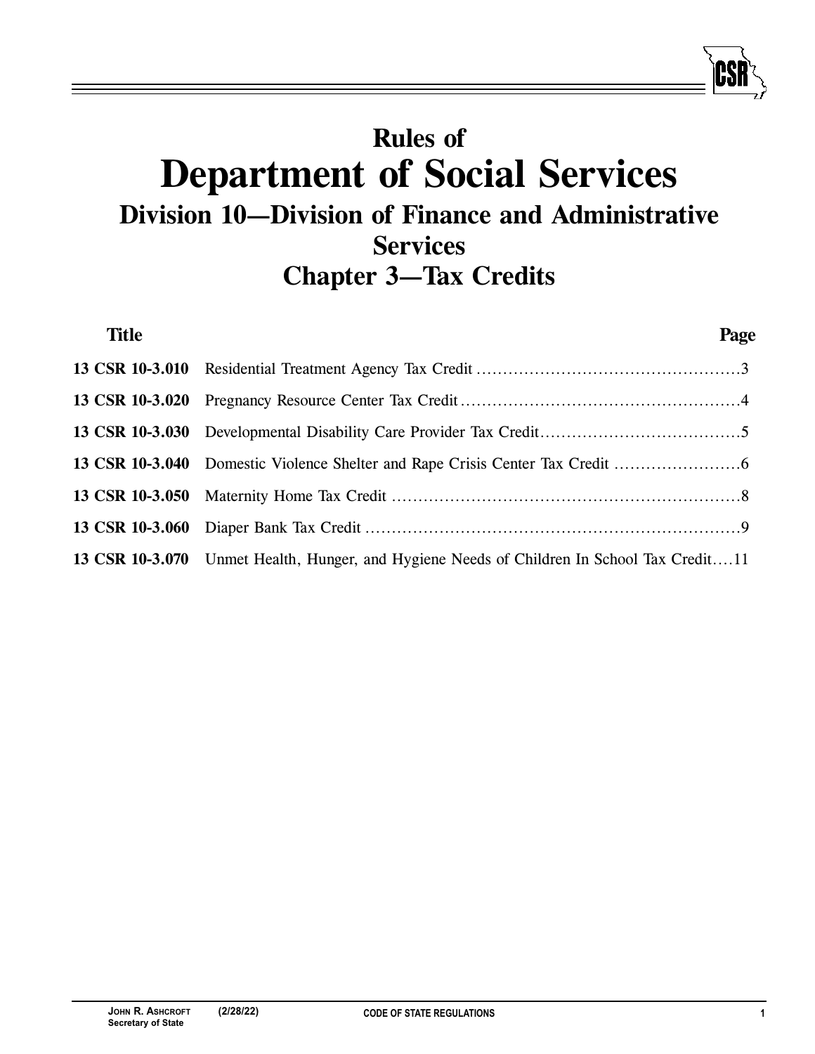# Rules of
# Department of Social Services
## Division 10—Division of Finance and Administrative Services
## Chapter 3—Tax Credits

| Title | | Page |
|---|---|---|
| **13 CSR 10-3.010** | Residential Treatment Agency Tax Credit | 3 |
| **13 CSR 10-3.020** | Pregnancy Resource Center Tax Credit | 4 |
| **13 CSR 10-3.030** | Developmental Disability Care Provider Tax Credit | 5 |
| **13 CSR 10-3.040** | Domestic Violence Shelter and Rape Crisis Center Tax Credit | 6 |
| **13 CSR 10-3.050** | Maternity Home Tax Credit | 8 |
| **13 CSR 10-3.060** | Diaper Bank Tax Credit | 9 |
| **13 CSR 10-3.070** | Unmet Health, Hunger, and Hygiene Needs of Children In School Tax Credit | 11 |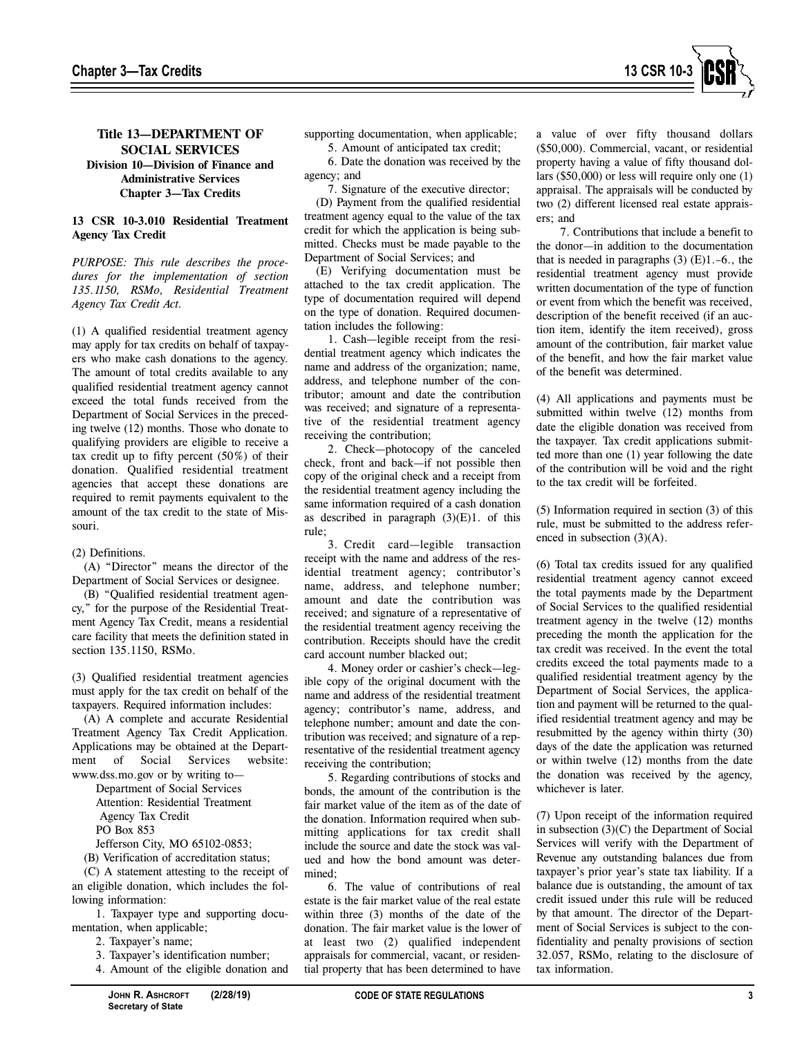**Title 13—DEPARTMENT OF SOCIAL SERVICES**
**Division 10—Division of Finance and Administrative Services**
**Chapter 3—Tax Credits**

**13 CSR 10-3.010 Residential Treatment Agency Tax Credit**

*PURPOSE: This rule describes the procedures for the implementation of section 135.1150, RSMo, Residential Treatment Agency Tax Credit Act.*

(1) A qualified residential treatment agency may apply for tax credits on behalf of taxpayers who make cash donations to the agency. The amount of total credits available to any qualified residential treatment agency cannot exceed the total funds received from the Department of Social Services in the preceding twelve (12) months. Those who donate to qualifying providers are eligible to receive a tax credit up to fifty percent (50%) of their donation. Qualified residential treatment agencies that accept these donations are required to remit payments equivalent to the amount of the tax credit to the state of Missouri.

(2) Definitions.

(A) "Director" means the director of the Department of Social Services or designee.

(B) "Qualified residential treatment agency," for the purpose of the Residential Treatment Agency Tax Credit, means a residential care facility that meets the definition stated in section 135.1150, RSMo.

(3) Qualified residential treatment agencies must apply for the tax credit on behalf of the taxpayers. Required information includes:

(A) A complete and accurate Residential Treatment Agency Tax Credit Application. Applications may be obtained at the Department of Social Services website: www.dss.mo.gov or by writing to—

Department of Social Services
Attention: Residential Treatment Agency Tax Credit
PO Box 853
Jefferson City, MO 65102-0853;

(B) Verification of accreditation status;

(C) A statement attesting to the receipt of an eligible donation, which includes the following information:

1. Taxpayer type and supporting documentation, when applicable;
2. Taxpayer's name;
3. Taxpayer's identification number;
4. Amount of the eligible donation and supporting documentation, when applicable;
5. Amount of anticipated tax credit;
6. Date the donation was received by the agency; and
7. Signature of the executive director;

(D) Payment from the qualified residential treatment agency equal to the value of the tax credit for which the application is being submitted. Checks must be made payable to the Department of Social Services; and

(E) Verifying documentation must be attached to the tax credit application. The type of documentation required will depend on the type of donation. Required documentation includes the following:

1. Cash—legible receipt from the residential treatment agency which indicates the name and address of the organization; name, address, and telephone number of the contributor; amount and date the contribution was received; and signature of a representative of the residential treatment agency receiving the contribution;

2. Check—photocopy of the canceled check, front and back—if not possible then copy of the original check and a receipt from the residential treatment agency including the same information required of a cash donation as described in paragraph (3)(E)1. of this rule;

3. Credit card—legible transaction receipt with the name and address of the residential treatment agency; contributor's name, address, and telephone number; amount and date the contribution was received; and signature of a representative of the residential treatment agency receiving the contribution. Receipts should have the credit card account number blacked out;

4. Money order or cashier's check—legible copy of the original document with the name and address of the residential treatment agency; contributor's name, address, and telephone number; amount and date the contribution was received; and signature of a representative of the residential treatment agency receiving the contribution;

5. Regarding contributions of stocks and bonds, the amount of the contribution is the fair market value of the item as of the date of the donation. Information required when submitting applications for tax credit shall include the source and date the stock was valued and how the bond amount was determined;

6. The value of contributions of real estate is the fair market value of the real estate within three (3) months of the date of the donation. The fair market value is the lower of at least two (2) qualified independent appraisals for commercial, vacant, or residential property that has been determined to have a value of over fifty thousand dollars ($50,000). Commercial, vacant, or residential property having a value of fifty thousand dollars ($50,000) or less will require only one (1) appraisal. The appraisals will be conducted by two (2) different licensed real estate appraisers; and

7. Contributions that include a benefit to the donor—in addition to the documentation that is needed in paragraphs (3) (E)1.–6., the residential treatment agency must provide written documentation of the type of function or event from which the benefit was received, description of the benefit received (if an auction item, identify the item received), gross amount of the contribution, fair market value of the benefit, and how the fair market value of the benefit was determined.

(4) All applications and payments must be submitted within twelve (12) months from date the eligible donation was received from the taxpayer. Tax credit applications submitted more than one (1) year following the date of the contribution will be void and the right to the tax credit will be forfeited.

(5) Information required in section (3) of this rule, must be submitted to the address referenced in subsection (3)(A).

(6) Total tax credits issued for any qualified residential treatment agency cannot exceed the total payments made by the Department of Social Services to the qualified residential treatment agency in the twelve (12) months preceding the month the application for the tax credit was received. In the event the total credits exceed the total payments made to a qualified residential treatment agency by the Department of Social Services, the application and payment will be returned to the qualified residential treatment agency and may be resubmitted by the agency within thirty (30) days of the date the application was returned or within twelve (12) months from the date the donation was received by the agency, whichever is later.

(7) Upon receipt of the information required in subsection (3)(C) the Department of Social Services will verify with the Department of Revenue any outstanding balances due from taxpayer's prior year's state tax liability. If a balance due is outstanding, the amount of tax credit issued under this rule will be reduced by that amount. The director of the Department of Social Services is subject to the confidentiality and penalty provisions of section 32.057, RSMo, relating to the disclosure of tax information.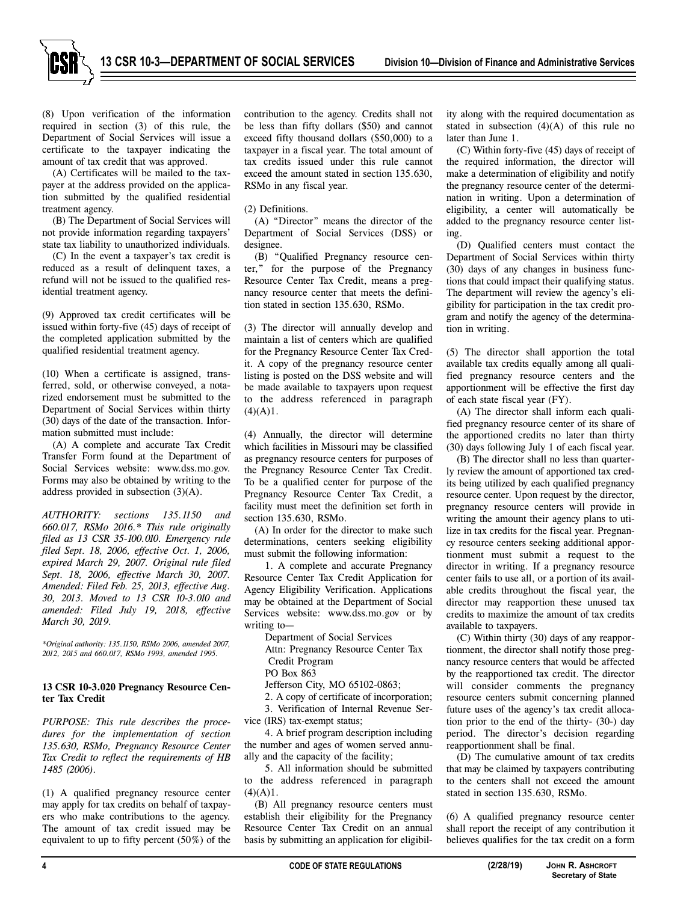(8) Upon verification of the information required in section (3) of this rule, the Department of Social Services will issue a certificate to the taxpayer indicating the amount of tax credit that was approved.

(A) Certificates will be mailed to the taxpayer at the address provided on the application submitted by the qualified residential treatment agency.

(B) The Department of Social Services will not provide information regarding taxpayers' state tax liability to unauthorized individuals.

(C) In the event a taxpayer's tax credit is reduced as a result of delinquent taxes, a refund will not be issued to the qualified residential treatment agency.

(9) Approved tax credit certificates will be issued within forty-five (45) days of receipt of the completed application submitted by the qualified residential treatment agency.

(10) When a certificate is assigned, transferred, sold, or otherwise conveyed, a notarized endorsement must be submitted to the Department of Social Services within thirty (30) days of the date of the transaction. Information submitted must include:

(A) A complete and accurate Tax Credit Transfer Form found at the Department of Social Services website: www.dss.mo.gov. Forms may also be obtained by writing to the address provided in subsection (3)(A).

*AUTHORITY: sections 135.1150 and 660.017, RSMo 2016.\* This rule originally filed as 13 CSR 35-100.010. Emergency rule filed Sept. 18, 2006, effective Oct. 1, 2006, expired March 29, 2007. Original rule filed Sept. 18, 2006, effective March 30, 2007. Amended: Filed Feb. 25, 2013, effective Aug. 30, 2013. Moved to 13 CSR 10-3.010 and amended: Filed July 19, 2018, effective March 30, 2019.*

*\*Original authority: 135.1150, RSMo 2006, amended 2007, 2012, 2015 and 660.017, RSMo 1993, amended 1995.*

**13 CSR 10-3.020 Pregnancy Resource Center Tax Credit**

*PURPOSE: This rule describes the procedures for the implementation of section 135.630, RSMo, Pregnancy Resource Center Tax Credit to reflect the requirements of HB 1485 (2006).*

(1) A qualified pregnancy resource center may apply for tax credits on behalf of taxpayers who make contributions to the agency. The amount of tax credit issued may be equivalent to up to fifty percent (50%) of the contribution to the agency. Credits shall not be less than fifty dollars ($50) and cannot exceed fifty thousand dollars ($50,000) to a taxpayer in a fiscal year. The total amount of tax credits issued under this rule cannot exceed the amount stated in section 135.630, RSMo in any fiscal year.

(2) Definitions.

(A) "Director" means the director of the Department of Social Services (DSS) or designee.

(B) "Qualified Pregnancy resource center," for the purpose of the Pregnancy Resource Center Tax Credit, means a pregnancy resource center that meets the definition stated in section 135.630, RSMo.

(3) The director will annually develop and maintain a list of centers which are qualified for the Pregnancy Resource Center Tax Credit. A copy of the pregnancy resource center listing is posted on the DSS website and will be made available to taxpayers upon request to the address referenced in paragraph (4)(A)1.

(4) Annually, the director will determine which facilities in Missouri may be classified as pregnancy resource centers for purposes of the Pregnancy Resource Center Tax Credit. To be a qualified center for purpose of the Pregnancy Resource Center Tax Credit, a facility must meet the definition set forth in section 135.630, RSMo.

(A) In order for the director to make such determinations, centers seeking eligibility must submit the following information:

1. A complete and accurate Pregnancy Resource Center Tax Credit Application for Agency Eligibility Verification. Applications may be obtained at the Department of Social Services website: www.dss.mo.gov or by writing to—

   Department of Social Services
   Attn: Pregnancy Resource Center Tax Credit Program
   PO Box 863
   Jefferson City, MO 65102-0863;

2. A copy of certificate of incorporation;

3. Verification of Internal Revenue Service (IRS) tax-exempt status;

4. A brief program description including the number and ages of women served annually and the capacity of the facility;

5. All information should be submitted to the address referenced in paragraph (4)(A)1.

(B) All pregnancy resource centers must establish their eligibility for the Pregnancy Resource Center Tax Credit on an annual basis by submitting an application for eligibility along with the required documentation as stated in subsection (4)(A) of this rule no later than June 1.

(C) Within forty-five (45) days of receipt of the required information, the director will make a determination of eligibility and notify the pregnancy resource center of the determination in writing. Upon a determination of eligibility, a center will automatically be added to the pregnancy resource center listing.

(D) Qualified centers must contact the Department of Social Services within thirty (30) days of any changes in business functions that could impact their qualifying status. The department will review the agency's eligibility for participation in the tax credit program and notify the agency of the determination in writing.

(5) The director shall apportion the total available tax credits equally among all qualified pregnancy resource centers and the apportionment will be effective the first day of each state fiscal year (FY).

(A) The director shall inform each qualified pregnancy resource center of its share of the apportioned credits no later than thirty (30) days following July 1 of each fiscal year.

(B) The director shall no less than quarterly review the amount of apportioned tax credits being utilized by each qualified pregnancy resource center. Upon request by the director, pregnancy resource centers will provide in writing the amount their agency plans to utilize in tax credits for the fiscal year. Pregnancy resource centers seeking additional apportionment must submit a request to the director in writing. If a pregnancy resource center fails to use all, or a portion of its available credits throughout the fiscal year, the director may reapportion these unused tax credits to maximize the amount of tax credits available to taxpayers.

(C) Within thirty (30) days of any reapportionment, the director shall notify those pregnancy resource centers that would be affected by the reapportioned tax credit. The director will consider comments the pregnancy resource centers submit concerning planned future uses of the agency's tax credit allocation prior to the end of the thirty- (30-) day period. The director's decision regarding reapportionment shall be final.

(D) The cumulative amount of tax credits that may be claimed by taxpayers contributing to the centers shall not exceed the amount stated in section 135.630, RSMo.

(6) A qualified pregnancy resource center shall report the receipt of any contribution it believes qualifies for the tax credit on a form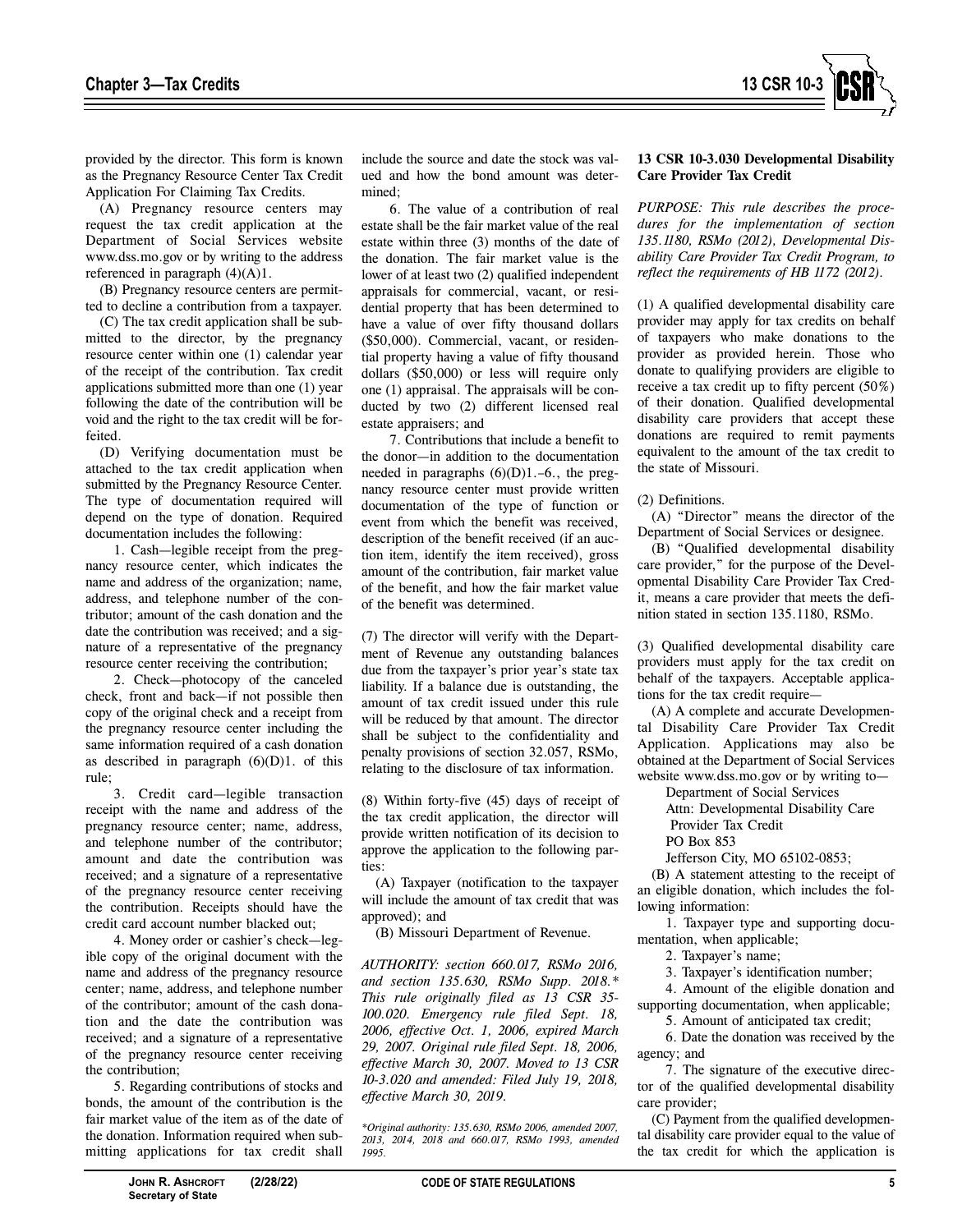provided by the director. This form is known as the Pregnancy Resource Center Tax Credit Application For Claiming Tax Credits.

(A) Pregnancy resource centers may request the tax credit application at the Department of Social Services website www.dss.mo.gov or by writing to the address referenced in paragraph (4)(A)1.

(B) Pregnancy resource centers are permitted to decline a contribution from a taxpayer.

(C) The tax credit application shall be submitted to the director, by the pregnancy resource center within one (1) calendar year of the receipt of the contribution. Tax credit applications submitted more than one (1) year following the date of the contribution will be void and the right to the tax credit will be forfeited.

(D) Verifying documentation must be attached to the tax credit application when submitted by the Pregnancy Resource Center. The type of documentation required will depend on the type of donation. Required documentation includes the following:

1. Cash—legible receipt from the pregnancy resource center, which indicates the name and address of the organization; name, address, and telephone number of the contributor; amount of the cash donation and the date the contribution was received; and a signature of a representative of the pregnancy resource center receiving the contribution;

2. Check—photocopy of the canceled check, front and back—if not possible then copy of the original check and a receipt from the pregnancy resource center including the same information required of a cash donation as described in paragraph (6)(D)1. of this rule;

3. Credit card—legible transaction receipt with the name and address of the pregnancy resource center; name, address, and telephone number of the contributor; amount and date the contribution was received; and a signature of a representative of the pregnancy resource center receiving the contribution. Receipts should have the credit card account number blacked out;

4. Money order or cashier's check—legible copy of the original document with the name and address of the pregnancy resource center; name, address, and telephone number of the contributor; amount of the cash donation and the date the contribution was received; and a signature of a representative of the pregnancy resource center receiving the contribution;

5. Regarding contributions of stocks and bonds, the amount of the contribution is the fair market value of the item as of the date of the donation. Information required when submitting applications for tax credit shall include the source and date the stock was valued and how the bond amount was determined;

6. The value of a contribution of real estate shall be the fair market value of the real estate within three (3) months of the date of the donation. The fair market value is the lower of at least two (2) qualified independent appraisals for commercial, vacant, or residential property that has been determined to have a value of over fifty thousand dollars ($50,000). Commercial, vacant, or residential property having a value of fifty thousand dollars ($50,000) or less will require only one (1) appraisal. The appraisals will be conducted by two (2) different licensed real estate appraisers; and

7. Contributions that include a benefit to the donor—in addition to the documentation needed in paragraphs (6)(D)1.–6., the pregnancy resource center must provide written documentation of the type of function or event from which the benefit was received, description of the benefit received (if an auction item, identify the item received), gross amount of the contribution, fair market value of the benefit, and how the fair market value of the benefit was determined.

(7) The director will verify with the Department of Revenue any outstanding balances due from the taxpayer's prior year's state tax liability. If a balance due is outstanding, the amount of tax credit issued under this rule will be reduced by that amount. The director shall be subject to the confidentiality and penalty provisions of section 32.057, RSMo, relating to the disclosure of tax information.

(8) Within forty-five (45) days of receipt of the tax credit application, the director will provide written notification of its decision to approve the application to the following parties:

(A) Taxpayer (notification to the taxpayer will include the amount of tax credit that was approved); and

(B) Missouri Department of Revenue.

*AUTHORITY: section 660.017, RSMo 2016, and section 135.630, RSMo Supp. 2018.\* This rule originally filed as 13 CSR 35-100.020. Emergency rule filed Sept. 18, 2006, effective Oct. 1, 2006, expired March 29, 2007. Original rule filed Sept. 18, 2006, effective March 30, 2007. Moved to 13 CSR 10-3.020 and amended: Filed July 19, 2018, effective March 30, 2019.*

*\*Original authority: 135.630, RSMo 2006, amended 2007, 2013, 2014, 2018 and 660.017, RSMo 1993, amended 1995.*

**13 CSR 10-3.030 Developmental Disability Care Provider Tax Credit**

*PURPOSE: This rule describes the procedures for the implementation of section 135.1180, RSMo (2012), Developmental Disability Care Provider Tax Credit Program, to reflect the requirements of HB 1172 (2012).*

(1) A qualified developmental disability care provider may apply for tax credits on behalf of taxpayers who make donations to the provider as provided herein. Those who donate to qualifying providers are eligible to receive a tax credit up to fifty percent (50%) of their donation. Qualified developmental disability care providers that accept these donations are required to remit payments equivalent to the amount of the tax credit to the state of Missouri.

(2) Definitions.

(A) "Director" means the director of the Department of Social Services or designee.

(B) "Qualified developmental disability care provider," for the purpose of the Developmental Disability Care Provider Tax Credit, means a care provider that meets the definition stated in section 135.1180, RSMo.

(3) Qualified developmental disability care providers must apply for the tax credit on behalf of the taxpayers. Acceptable applications for the tax credit require—

(A) A complete and accurate Developmental Disability Care Provider Tax Credit Application. Applications may also be obtained at the Department of Social Services website www.dss.mo.gov or by writing to—

Department of Social Services
Attn: Developmental Disability Care Provider Tax Credit
PO Box 853
Jefferson City, MO 65102-0853;

(B) A statement attesting to the receipt of an eligible donation, which includes the following information:

1. Taxpayer type and supporting documentation, when applicable;

2. Taxpayer's name;

3. Taxpayer's identification number;

4. Amount of the eligible donation and supporting documentation, when applicable;

5. Amount of anticipated tax credit;

6. Date the donation was received by the agency; and

7. The signature of the executive director of the qualified developmental disability care provider;

(C) Payment from the qualified developmental disability care provider equal to the value of the tax credit for which the application is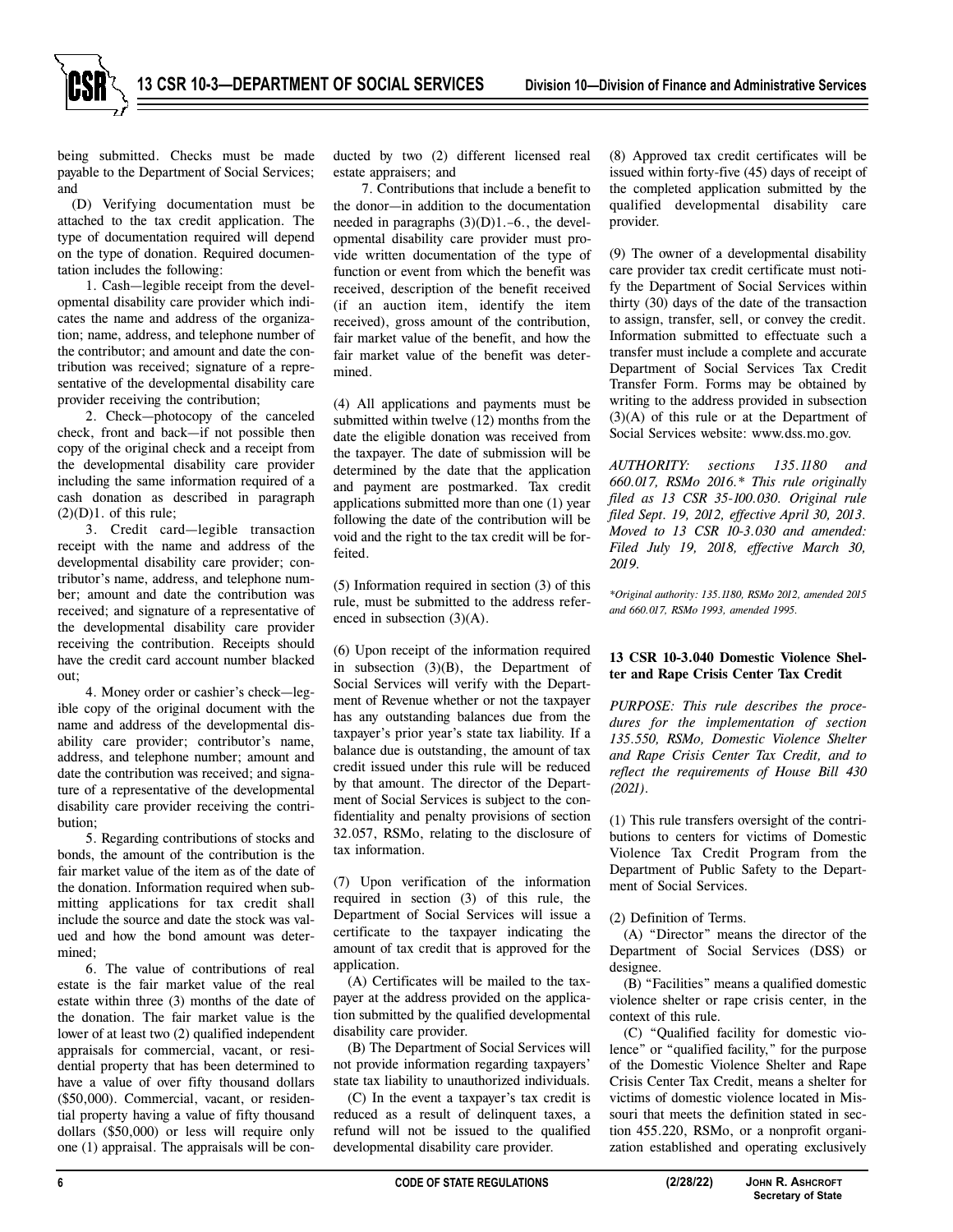being submitted. Checks must be made payable to the Department of Social Services; and

(D) Verifying documentation must be attached to the tax credit application. The type of documentation required will depend on the type of donation. Required documentation includes the following:

1. Cash—legible receipt from the developmental disability care provider which indicates the name and address of the organization; name, address, and telephone number of the contributor; and amount and date the contribution was received; signature of a representative of the developmental disability care provider receiving the contribution;

2. Check—photocopy of the canceled check, front and back—if not possible then copy of the original check and a receipt from the developmental disability care provider including the same information required of a cash donation as described in paragraph (2)(D)1. of this rule;

3. Credit card—legible transaction receipt with the name and address of the developmental disability care provider; contributor's name, address, and telephone number; amount and date the contribution was received; and signature of a representative of the developmental disability care provider receiving the contribution. Receipts should have the credit card account number blacked out;

4. Money order or cashier's check—legible copy of the original document with the name and address of the developmental disability care provider; contributor's name, address, and telephone number; amount and date the contribution was received; and signature of a representative of the developmental disability care provider receiving the contribution;

5. Regarding contributions of stocks and bonds, the amount of the contribution is the fair market value of the item as of the date of the donation. Information required when submitting applications for tax credit shall include the source and date the stock was valued and how the bond amount was determined;

6. The value of contributions of real estate is the fair market value of the real estate within three (3) months of the date of the donation. The fair market value is the lower of at least two (2) qualified independent appraisals for commercial, vacant, or residential property that has been determined to have a value of over fifty thousand dollars ($50,000). Commercial, vacant, or residential property having a value of fifty thousand dollars ($50,000) or less will require only one (1) appraisal. The appraisals will be conducted by two (2) different licensed real estate appraisers; and

7. Contributions that include a benefit to the donor—in addition to the documentation needed in paragraphs (3)(D)1.–6., the developmental disability care provider must provide written documentation of the type of function or event from which the benefit was received, description of the benefit received (if an auction item, identify the item received), gross amount of the contribution, fair market value of the benefit, and how the fair market value of the benefit was determined.

(4) All applications and payments must be submitted within twelve (12) months from the date the eligible donation was received from the taxpayer. The date of submission will be determined by the date that the application and payment are postmarked. Tax credit applications submitted more than one (1) year following the date of the contribution will be void and the right to the tax credit will be forfeited.

(5) Information required in section (3) of this rule, must be submitted to the address referenced in subsection (3)(A).

(6) Upon receipt of the information required in subsection (3)(B), the Department of Social Services will verify with the Department of Revenue whether or not the taxpayer has any outstanding balances due from the taxpayer's prior year's state tax liability. If a balance due is outstanding, the amount of tax credit issued under this rule will be reduced by that amount. The director of the Department of Social Services is subject to the confidentiality and penalty provisions of section 32.057, RSMo, relating to the disclosure of tax information.

(7) Upon verification of the information required in section (3) of this rule, the Department of Social Services will issue a certificate to the taxpayer indicating the amount of tax credit that is approved for the application.

(A) Certificates will be mailed to the taxpayer at the address provided on the application submitted by the qualified developmental disability care provider.

(B) The Department of Social Services will not provide information regarding taxpayers' state tax liability to unauthorized individuals.

(C) In the event a taxpayer's tax credit is reduced as a result of delinquent taxes, a refund will not be issued to the qualified developmental disability care provider.

(8) Approved tax credit certificates will be issued within forty-five (45) days of receipt of the completed application submitted by the qualified developmental disability care provider.

(9) The owner of a developmental disability care provider tax credit certificate must notify the Department of Social Services within thirty (30) days of the date of the transaction to assign, transfer, sell, or convey the credit. Information submitted to effectuate such a transfer must include a complete and accurate Department of Social Services Tax Credit Transfer Form. Forms may be obtained by writing to the address provided in subsection (3)(A) of this rule or at the Department of Social Services website: www.dss.mo.gov.

*AUTHORITY: sections 135.1180 and 660.017, RSMo 2016.\* This rule originally filed as 13 CSR 35-100.030. Original rule filed Sept. 19, 2012, effective April 30, 2013. Moved to 13 CSR 10-3.030 and amended: Filed July 19, 2018, effective March 30, 2019.*

*\*Original authority: 135.1180, RSMo 2012, amended 2015 and 660.017, RSMo 1993, amended 1995.*

**13 CSR 10-3.040 Domestic Violence Shelter and Rape Crisis Center Tax Credit**

*PURPOSE: This rule describes the procedures for the implementation of section 135.550, RSMo, Domestic Violence Shelter and Rape Crisis Center Tax Credit, and to reflect the requirements of House Bill 430 (2021).*

(1) This rule transfers oversight of the contributions to centers for victims of Domestic Violence Tax Credit Program from the Department of Public Safety to the Department of Social Services.

(2) Definition of Terms.

(A) "Director" means the director of the Department of Social Services (DSS) or designee.

(B) "Facilities" means a qualified domestic violence shelter or rape crisis center, in the context of this rule.

(C) "Qualified facility for domestic violence" or "qualified facility," for the purpose of the Domestic Violence Shelter and Rape Crisis Center Tax Credit, means a shelter for victims of domestic violence located in Missouri that meets the definition stated in section 455.220, RSMo, or a nonprofit organization established and operating exclusively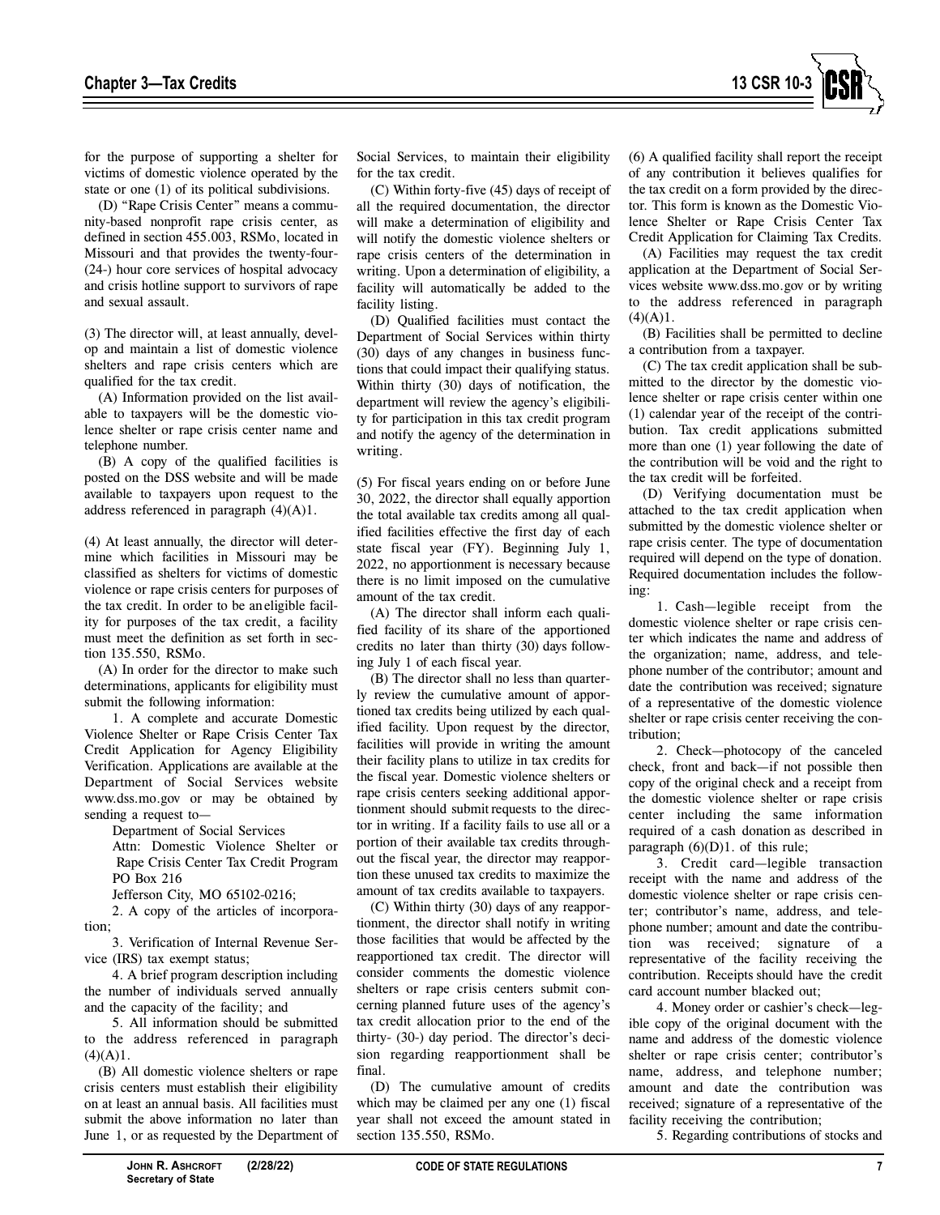for the purpose of supporting a shelter for victims of domestic violence operated by the state or one (1) of its political subdivisions.

(D) "Rape Crisis Center" means a community-based nonprofit rape crisis center, as defined in section 455.003, RSMo, located in Missouri and that provides the twenty-four-(24-) hour core services of hospital advocacy and crisis hotline support to survivors of rape and sexual assault.

(3) The director will, at least annually, develop and maintain a list of domestic violence shelters and rape crisis centers which are qualified for the tax credit.

(A) Information provided on the list available to taxpayers will be the domestic violence shelter or rape crisis center name and telephone number.

(B) A copy of the qualified facilities is posted on the DSS website and will be made available to taxpayers upon request to the address referenced in paragraph (4)(A)1.

(4) At least annually, the director will determine which facilities in Missouri may be classified as shelters for victims of domestic violence or rape crisis centers for purposes of the tax credit. In order to be an eligible facility for purposes of the tax credit, a facility must meet the definition as set forth in section 135.550, RSMo.

(A) In order for the director to make such determinations, applicants for eligibility must submit the following information:

1. A complete and accurate Domestic Violence Shelter or Rape Crisis Center Tax Credit Application for Agency Eligibility Verification. Applications are available at the Department of Social Services website www.dss.mo.gov or may be obtained by sending a request to—

Department of Social Services
Attn: Domestic Violence Shelter or Rape Crisis Center Tax Credit Program
PO Box 216
Jefferson City, MO 65102-0216;

2. A copy of the articles of incorporation;

3. Verification of Internal Revenue Service (IRS) tax exempt status;

4. A brief program description including the number of individuals served annually and the capacity of the facility; and

5. All information should be submitted to the address referenced in paragraph (4)(A)1.

(B) All domestic violence shelters or rape crisis centers must establish their eligibility on at least an annual basis. All facilities must submit the above information no later than June 1, or as requested by the Department of Social Services, to maintain their eligibility for the tax credit.

(C) Within forty-five (45) days of receipt of all the required documentation, the director will make a determination of eligibility and will notify the domestic violence shelters or rape crisis centers of the determination in writing. Upon a determination of eligibility, a facility will automatically be added to the facility listing.

(D) Qualified facilities must contact the Department of Social Services within thirty (30) days of any changes in business functions that could impact their qualifying status. Within thirty (30) days of notification, the department will review the agency's eligibility for participation in this tax credit program and notify the agency of the determination in writing.

(5) For fiscal years ending on or before June 30, 2022, the director shall equally apportion the total available tax credits among all qualified facilities effective the first day of each state fiscal year (FY). Beginning July 1, 2022, no apportionment is necessary because there is no limit imposed on the cumulative amount of the tax credit.

(A) The director shall inform each qualified facility of its share of the apportioned credits no later than thirty (30) days following July 1 of each fiscal year.

(B) The director shall no less than quarterly review the cumulative amount of apportioned tax credits being utilized by each qualified facility. Upon request by the director, facilities will provide in writing the amount their facility plans to utilize in tax credits for the fiscal year. Domestic violence shelters or rape crisis centers seeking additional apportionment should submit requests to the director in writing. If a facility fails to use all or a portion of their available tax credits throughout the fiscal year, the director may reapportion these unused tax credits to maximize the amount of tax credits available to taxpayers.

(C) Within thirty (30) days of any reapportionment, the director shall notify in writing those facilities that would be affected by the reapportioned tax credit. The director will consider comments the domestic violence shelters or rape crisis centers submit concerning planned future uses of the agency's tax credit allocation prior to the end of the thirty- (30-) day period. The director's decision regarding reapportionment shall be final.

(D) The cumulative amount of credits which may be claimed per any one (1) fiscal year shall not exceed the amount stated in section 135.550, RSMo.

(6) A qualified facility shall report the receipt of any contribution it believes qualifies for the tax credit on a form provided by the director. This form is known as the Domestic Violence Shelter or Rape Crisis Center Tax Credit Application for Claiming Tax Credits.

(A) Facilities may request the tax credit application at the Department of Social Services website www.dss.mo.gov or by writing to the address referenced in paragraph (4)(A)1.

(B) Facilities shall be permitted to decline a contribution from a taxpayer.

(C) The tax credit application shall be submitted to the director by the domestic violence shelter or rape crisis center within one (1) calendar year of the receipt of the contribution. Tax credit applications submitted more than one (1) year following the date of the contribution will be void and the right to the tax credit will be forfeited.

(D) Verifying documentation must be attached to the tax credit application when submitted by the domestic violence shelter or rape crisis center. The type of documentation required will depend on the type of donation. Required documentation includes the following:

1. Cash—legible receipt from the domestic violence shelter or rape crisis center which indicates the name and address of the organization; name, address, and telephone number of the contributor; amount and date the contribution was received; signature of a representative of the domestic violence shelter or rape crisis center receiving the contribution;

2. Check—photocopy of the canceled check, front and back—if not possible then copy of the original check and a receipt from the domestic violence shelter or rape crisis center including the same information required of a cash donation as described in paragraph (6)(D)1. of this rule;

3. Credit card—legible transaction receipt with the name and address of the domestic violence shelter or rape crisis center; contributor's name, address, and telephone number; amount and date the contribution was received; signature of a representative of the facility receiving the contribution. Receipts should have the credit card account number blacked out;

4. Money order or cashier's check—legible copy of the original document with the name and address of the domestic violence shelter or rape crisis center; contributor's name, address, and telephone number; amount and date the contribution was received; signature of a representative of the facility receiving the contribution;

5. Regarding contributions of stocks and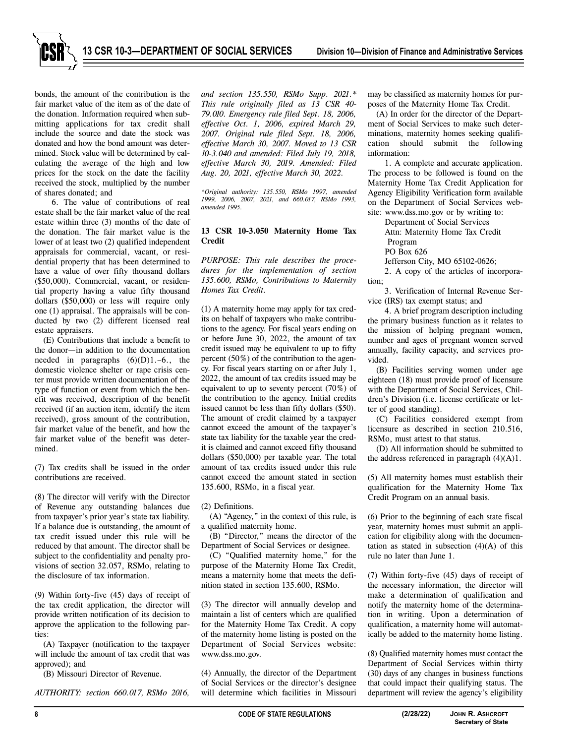bonds, the amount of the contribution is the fair market value of the item as of the date of the donation. Information required when submitting applications for tax credit shall include the source and date the stock was donated and how the bond amount was determined. Stock value will be determined by calculating the average of the high and low prices for the stock on the date the facility received the stock, multiplied by the number of shares donated; and

6. The value of contributions of real estate shall be the fair market value of the real estate within three (3) months of the date of the donation. The fair market value is the lower of at least two (2) qualified independent appraisals for commercial, vacant, or residential property that has been determined to have a value of over fifty thousand dollars ($50,000). Commercial, vacant, or residential property having a value fifty thousand dollars ($50,000) or less will require only one (1) appraisal. The appraisals will be conducted by two (2) different licensed real estate appraisers.

(E) Contributions that include a benefit to the donor—in addition to the documentation needed in paragraphs (6)(D)1.–6., the domestic violence shelter or rape crisis center must provide written documentation of the type of function or event from which the benefit was received, description of the benefit received (if an auction item, identify the item received), gross amount of the contribution, fair market value of the benefit, and how the fair market value of the benefit was determined.

(7) Tax credits shall be issued in the order contributions are received.

(8) The director will verify with the Director of Revenue any outstanding balances due from taxpayer's prior year's state tax liability. If a balance due is outstanding, the amount of tax credit issued under this rule will be reduced by that amount. The director shall be subject to the confidentiality and penalty provisions of section 32.057, RSMo, relating to the disclosure of tax information.

(9) Within forty-five (45) days of receipt of the tax credit application, the director will provide written notification of its decision to approve the application to the following parties:

(A) Taxpayer (notification to the taxpayer will include the amount of tax credit that was approved); and

(B) Missouri Director of Revenue.

*AUTHORITY: section 660.017, RSMo 2016, and section 135.550, RSMo Supp. 2021.\* This rule originally filed as 13 CSR 40-79.010. Emergency rule filed Sept. 18, 2006, effective Oct. 1, 2006, expired March 29, 2007. Original rule filed Sept. 18, 2006, effective March 30, 2007. Moved to 13 CSR 10-3.040 and amended: Filed July 19, 2018, effective March 30, 2019. Amended: Filed Aug. 20, 2021, effective March 30, 2022.*

*\*Original authority: 135.550, RSMo 1997, amended 1999, 2006, 2007, 2021, and 660.017, RSMo 1993, amended 1995.*

### 13 CSR 10-3.050 Maternity Home Tax Credit

*PURPOSE: This rule describes the procedures for the implementation of section 135.600, RSMo, Contributions to Maternity Homes Tax Credit.*

(1) A maternity home may apply for tax credits on behalf of taxpayers who make contributions to the agency. For fiscal years ending on or before June 30, 2022, the amount of tax credit issued may be equivalent to up to fifty percent (50%) of the contribution to the agency. For fiscal years starting on or after July 1, 2022, the amount of tax credits issued may be equivalent to up to seventy percent (70%) of the contribution to the agency. Initial credits issued cannot be less than fifty dollars ($50). The amount of credit claimed by a taxpayer cannot exceed the amount of the taxpayer's state tax liability for the taxable year the credit is claimed and cannot exceed fifty thousand dollars ($50,000) per taxable year. The total amount of tax credits issued under this rule cannot exceed the amount stated in section 135.600, RSMo, in a fiscal year.

(2) Definitions.

(A) "Agency," in the context of this rule, is a qualified maternity home.

(B) "Director," means the director of the Department of Social Services or designee.

(C) "Qualified maternity home," for the purpose of the Maternity Home Tax Credit, means a maternity home that meets the definition stated in section 135.600, RSMo.

(3) The director will annually develop and maintain a list of centers which are qualified for the Maternity Home Tax Credit. A copy of the maternity home listing is posted on the Department of Social Services website: www.dss.mo.gov.

(4) Annually, the director of the Department of Social Services or the director's designee will determine which facilities in Missouri may be classified as maternity homes for purposes of the Maternity Home Tax Credit.

(A) In order for the director of the Department of Social Services to make such determinations, maternity homes seeking qualification should submit the following information:

1. A complete and accurate application. The process to be followed is found on the Maternity Home Tax Credit Application for Agency Eligibility Verification form available on the Department of Social Services website: www.dss.mo.gov or by writing to:

Department of Social Services
Attn: Maternity Home Tax Credit Program
PO Box 626
Jefferson City, MO 65102-0626;

2. A copy of the articles of incorporation;

3. Verification of Internal Revenue Service (IRS) tax exempt status; and

4. A brief program description including the primary business function as it relates to the mission of helping pregnant women, number and ages of pregnant women served annually, facility capacity, and services provided.

(B) Facilities serving women under age eighteen (18) must provide proof of licensure with the Department of Social Services, Children's Division (i.e. license certificate or letter of good standing).

(C) Facilities considered exempt from licensure as described in section 210.516, RSMo, must attest to that status.

(D) All information should be submitted to the address referenced in paragraph (4)(A)1.

(5) All maternity homes must establish their qualification for the Maternity Home Tax Credit Program on an annual basis.

(6) Prior to the beginning of each state fiscal year, maternity homes must submit an application for eligibility along with the documentation as stated in subsection (4)(A) of this rule no later than June 1.

(7) Within forty-five (45) days of receipt of the necessary information, the director will make a determination of qualification and notify the maternity home of the determination in writing. Upon a determination of qualification, a maternity home will automatically be added to the maternity home listing.

(8) Qualified maternity homes must contact the Department of Social Services within thirty (30) days of any changes in business functions that could impact their qualifying status. The department will review the agency's eligibility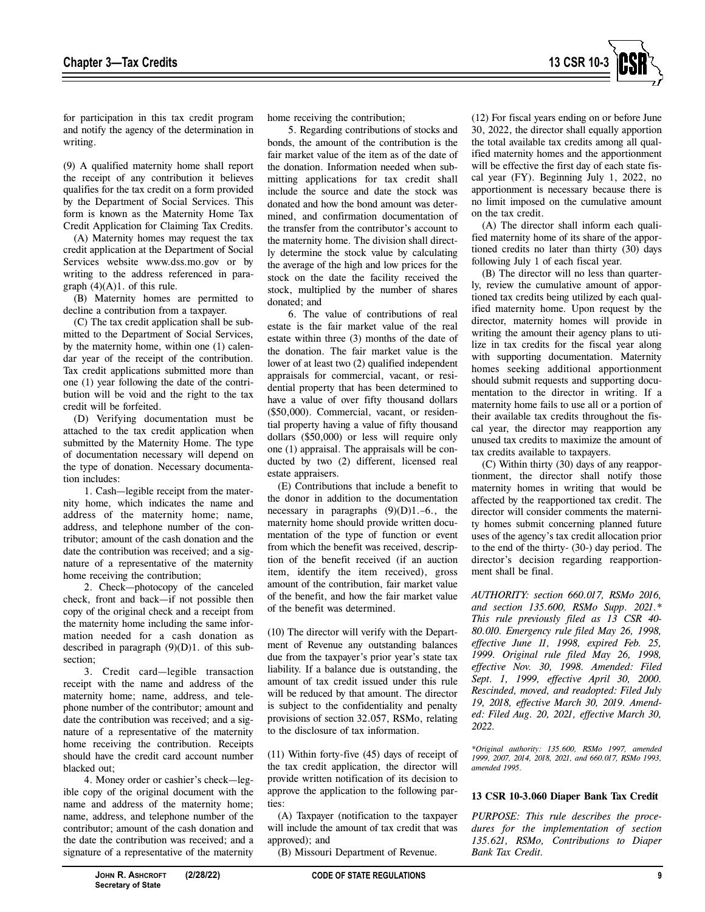for participation in this tax credit program and notify the agency of the determination in writing.

(9) A qualified maternity home shall report the receipt of any contribution it believes qualifies for the tax credit on a form provided by the Department of Social Services. This form is known as the Maternity Home Tax Credit Application for Claiming Tax Credits.

(A) Maternity homes may request the tax credit application at the Department of Social Services website www.dss.mo.gov or by writing to the address referenced in paragraph (4)(A)1. of this rule.

(B) Maternity homes are permitted to decline a contribution from a taxpayer.

(C) The tax credit application shall be submitted to the Department of Social Services, by the maternity home, within one (1) calendar year of the receipt of the contribution. Tax credit applications submitted more than one (1) year following the date of the contribution will be void and the right to the tax credit will be forfeited.

(D) Verifying documentation must be attached to the tax credit application when submitted by the Maternity Home. The type of documentation necessary will depend on the type of donation. Necessary documentation includes:

1. Cash—legible receipt from the maternity home, which indicates the name and address of the maternity home; name, address, and telephone number of the contributor; amount of the cash donation and the date the contribution was received; and a signature of a representative of the maternity home receiving the contribution;

2. Check—photocopy of the canceled check, front and back—if not possible then copy of the original check and a receipt from the maternity home including the same information needed for a cash donation as described in paragraph (9)(D)1. of this subsection;

3. Credit card—legible transaction receipt with the name and address of the maternity home; name, address, and telephone number of the contributor; amount and date the contribution was received; and a signature of a representative of the maternity home receiving the contribution. Receipts should have the credit card account number blacked out;

4. Money order or cashier's check—legible copy of the original document with the name and address of the maternity home; name, address, and telephone number of the contributor; amount of the cash donation and the date the contribution was received; and a signature of a representative of the maternity home receiving the contribution;

5. Regarding contributions of stocks and bonds, the amount of the contribution is the fair market value of the item as of the date of the donation. Information needed when submitting applications for tax credit shall include the source and date the stock was donated and how the bond amount was determined, and confirmation documentation of the transfer from the contributor's account to the maternity home. The division shall directly determine the stock value by calculating the average of the high and low prices for the stock on the date the facility received the stock, multiplied by the number of shares donated; and

6. The value of contributions of real estate is the fair market value of the real estate within three (3) months of the date of the donation. The fair market value is the lower of at least two (2) qualified independent appraisals for commercial, vacant, or residential property that has been determined to have a value of over fifty thousand dollars ($50,000). Commercial, vacant, or residential property having a value of fifty thousand dollars ($50,000) or less will require only one (1) appraisal. The appraisals will be conducted by two (2) different, licensed real estate appraisers.

(E) Contributions that include a benefit to the donor in addition to the documentation necessary in paragraphs (9)(D)1.–6., the maternity home should provide written documentation of the type of function or event from which the benefit was received, description of the benefit received (if an auction item, identify the item received), gross amount of the contribution, fair market value of the benefit, and how the fair market value of the benefit was determined.

(10) The director will verify with the Department of Revenue any outstanding balances due from the taxpayer's prior year's state tax liability. If a balance due is outstanding, the amount of tax credit issued under this rule will be reduced by that amount. The director is subject to the confidentiality and penalty provisions of section 32.057, RSMo, relating to the disclosure of tax information.

(11) Within forty-five (45) days of receipt of the tax credit application, the director will provide written notification of its decision to approve the application to the following parties:

(A) Taxpayer (notification to the taxpayer will include the amount of tax credit that was approved); and

(B) Missouri Department of Revenue.

(12) For fiscal years ending on or before June 30, 2022, the director shall equally apportion the total available tax credits among all qualified maternity homes and the apportionment will be effective the first day of each state fiscal year (FY). Beginning July 1, 2022, no apportionment is necessary because there is no limit imposed on the cumulative amount on the tax credit.

(A) The director shall inform each qualified maternity home of its share of the apportioned credits no later than thirty (30) days following July 1 of each fiscal year.

(B) The director will no less than quarterly, review the cumulative amount of apportioned tax credits being utilized by each qualified maternity home. Upon request by the director, maternity homes will provide in writing the amount their agency plans to utilize in tax credits for the fiscal year along with supporting documentation. Maternity homes seeking additional apportionment should submit requests and supporting documentation to the director in writing. If a maternity home fails to use all or a portion of their available tax credits throughout the fiscal year, the director may reapportion any unused tax credits to maximize the amount of tax credits available to taxpayers.

(C) Within thirty (30) days of any reapportionment, the director shall notify those maternity homes in writing that would be affected by the reapportioned tax credit. The director will consider comments the maternity homes submit concerning planned future uses of the agency's tax credit allocation prior to the end of the thirty- (30-) day period. The director's decision regarding reapportionment shall be final.

*AUTHORITY: section 660.017, RSMo 2016, and section 135.600, RSMo Supp. 2021.\* This rule previously filed as 13 CSR 40-80.010. Emergency rule filed May 26, 1998, effective June 11, 1998, expired Feb. 25, 1999. Original rule filed May 26, 1998, effective Nov. 30, 1998. Amended: Filed Sept. 1, 1999, effective April 30, 2000. Rescinded, moved, and readopted: Filed July 19, 2018, effective March 30, 2019. Amended: Filed Aug. 20, 2021, effective March 30, 2022.*

*\*Original authority: 135.600, RSMo 1997, amended 1999, 2007, 2014, 2018, 2021, and 660.017, RSMo 1993, amended 1995.*

**13 CSR 10-3.060 Diaper Bank Tax Credit**

*PURPOSE: This rule describes the procedures for the implementation of section 135.621, RSMo, Contributions to Diaper Bank Tax Credit.*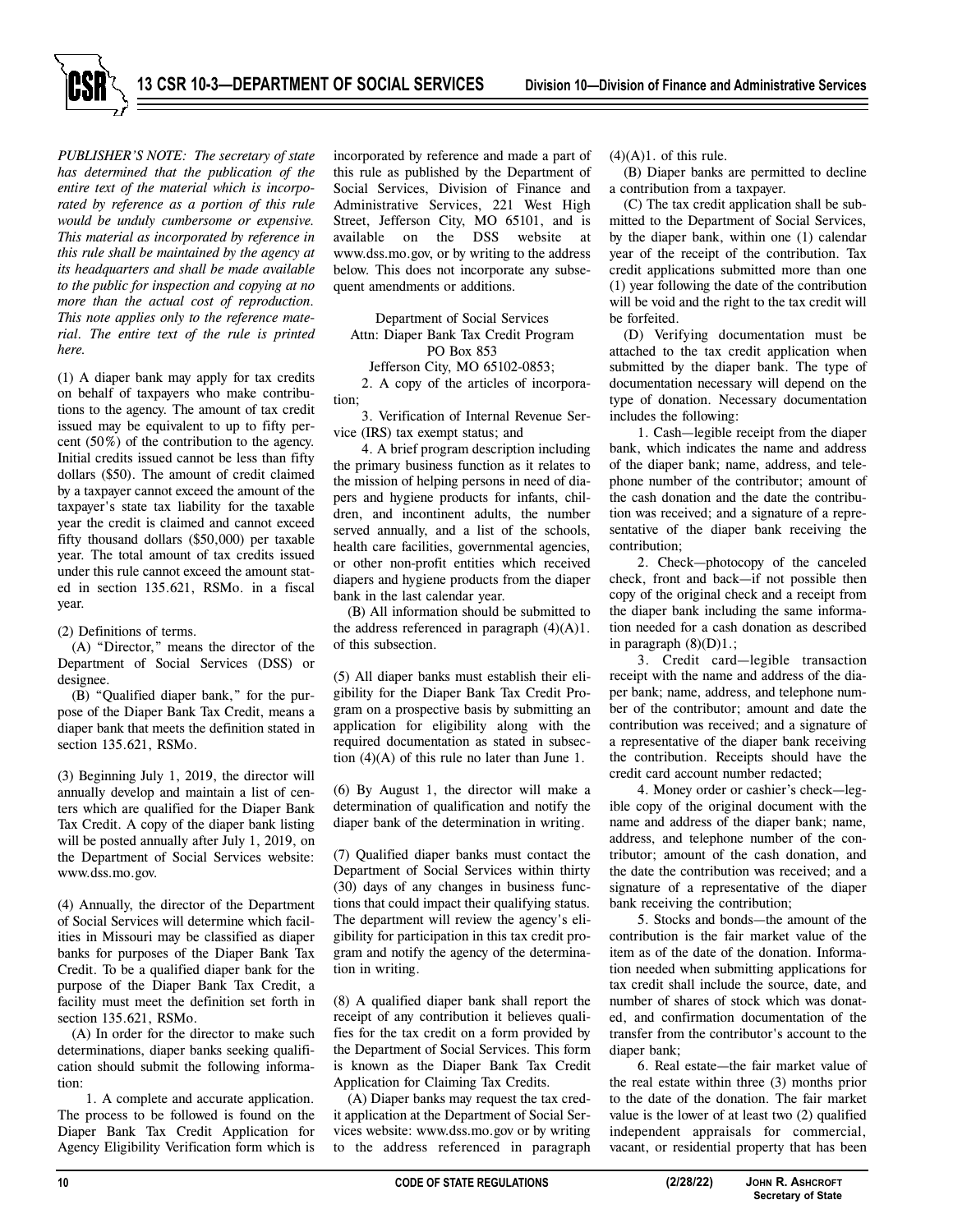*PUBLISHER'S NOTE: The secretary of state has determined that the publication of the entire text of the material which is incorporated by reference as a portion of this rule would be unduly cumbersome or expensive. This material as incorporated by reference in this rule shall be maintained by the agency at its headquarters and shall be made available to the public for inspection and copying at no more than the actual cost of reproduction. This note applies only to the reference material. The entire text of the rule is printed here.*

(1) A diaper bank may apply for tax credits on behalf of taxpayers who make contributions to the agency. The amount of tax credit issued may be equivalent to up to fifty percent (50%) of the contribution to the agency. Initial credits issued cannot be less than fifty dollars ($50). The amount of credit claimed by a taxpayer cannot exceed the amount of the taxpayer's state tax liability for the taxable year the credit is claimed and cannot exceed fifty thousand dollars ($50,000) per taxable year. The total amount of tax credits issued under this rule cannot exceed the amount stated in section 135.621, RSMo. in a fiscal year.

(2) Definitions of terms.

(A) "Director," means the director of the Department of Social Services (DSS) or designee.

(B) "Qualified diaper bank," for the purpose of the Diaper Bank Tax Credit, means a diaper bank that meets the definition stated in section 135.621, RSMo.

(3) Beginning July 1, 2019, the director will annually develop and maintain a list of centers which are qualified for the Diaper Bank Tax Credit. A copy of the diaper bank listing will be posted annually after July 1, 2019, on the Department of Social Services website: www.dss.mo.gov.

(4) Annually, the director of the Department of Social Services will determine which facilities in Missouri may be classified as diaper banks for purposes of the Diaper Bank Tax Credit. To be a qualified diaper bank for the purpose of the Diaper Bank Tax Credit, a facility must meet the definition set forth in section 135.621, RSMo.

(A) In order for the director to make such determinations, diaper banks seeking qualification should submit the following information:

1. A complete and accurate application. The process to be followed is found on the Diaper Bank Tax Credit Application for Agency Eligibility Verification form which is incorporated by reference and made a part of this rule as published by the Department of Social Services, Division of Finance and Administrative Services, 221 West High Street, Jefferson City, MO 65101, and is available on the DSS website at www.dss.mo.gov, or by writing to the address below. This does not incorporate any subsequent amendments or additions.

Department of Social Services
Attn: Diaper Bank Tax Credit Program
PO Box 853
Jefferson City, MO 65102-0853;

2. A copy of the articles of incorporation;

3. Verification of Internal Revenue Service (IRS) tax exempt status; and

4. A brief program description including the primary business function as it relates to the mission of helping persons in need of diapers and hygiene products for infants, children, and incontinent adults, the number served annually, and a list of the schools, health care facilities, governmental agencies, or other non-profit entities which received diapers and hygiene products from the diaper bank in the last calendar year.

(B) All information should be submitted to the address referenced in paragraph (4)(A)1. of this subsection.

(5) All diaper banks must establish their eligibility for the Diaper Bank Tax Credit Program on a prospective basis by submitting an application for eligibility along with the required documentation as stated in subsection (4)(A) of this rule no later than June 1.

(6) By August 1, the director will make a determination of qualification and notify the diaper bank of the determination in writing.

(7) Qualified diaper banks must contact the Department of Social Services within thirty (30) days of any changes in business functions that could impact their qualifying status. The department will review the agency's eligibility for participation in this tax credit program and notify the agency of the determination in writing.

(8) A qualified diaper bank shall report the receipt of any contribution it believes qualifies for the tax credit on a form provided by the Department of Social Services. This form is known as the Diaper Bank Tax Credit Application for Claiming Tax Credits.

(A) Diaper banks may request the tax credit application at the Department of Social Services website: www.dss.mo.gov or by writing to the address referenced in paragraph (4)(A)1. of this rule.

(B) Diaper banks are permitted to decline a contribution from a taxpayer.

(C) The tax credit application shall be submitted to the Department of Social Services, by the diaper bank, within one (1) calendar year of the receipt of the contribution. Tax credit applications submitted more than one (1) year following the date of the contribution will be void and the right to the tax credit will be forfeited.

(D) Verifying documentation must be attached to the tax credit application when submitted by the diaper bank. The type of documentation necessary will depend on the type of donation. Necessary documentation includes the following:

1. Cash—legible receipt from the diaper bank, which indicates the name and address of the diaper bank; name, address, and telephone number of the contributor; amount of the cash donation and the date the contribution was received; and a signature of a representative of the diaper bank receiving the contribution;

2. Check—photocopy of the canceled check, front and back—if not possible then copy of the original check and a receipt from the diaper bank including the same information needed for a cash donation as described in paragraph (8)(D)1.;

3. Credit card—legible transaction receipt with the name and address of the diaper bank; name, address, and telephone number of the contributor; amount and date the contribution was received; and a signature of a representative of the diaper bank receiving the contribution. Receipts should have the credit card account number redacted;

4. Money order or cashier's check—legible copy of the original document with the name and address of the diaper bank; name, address, and telephone number of the contributor; amount of the cash donation, and the date the contribution was received; and a signature of a representative of the diaper bank receiving the contribution;

5. Stocks and bonds—the amount of the contribution is the fair market value of the item as of the date of the donation. Information needed when submitting applications for tax credit shall include the source, date, and number of shares of stock which was donated, and confirmation documentation of the transfer from the contributor's account to the diaper bank;

6. Real estate—the fair market value of the real estate within three (3) months prior to the date of the donation. The fair market value is the lower of at least two (2) qualified independent appraisals for commercial, vacant, or residential property that has been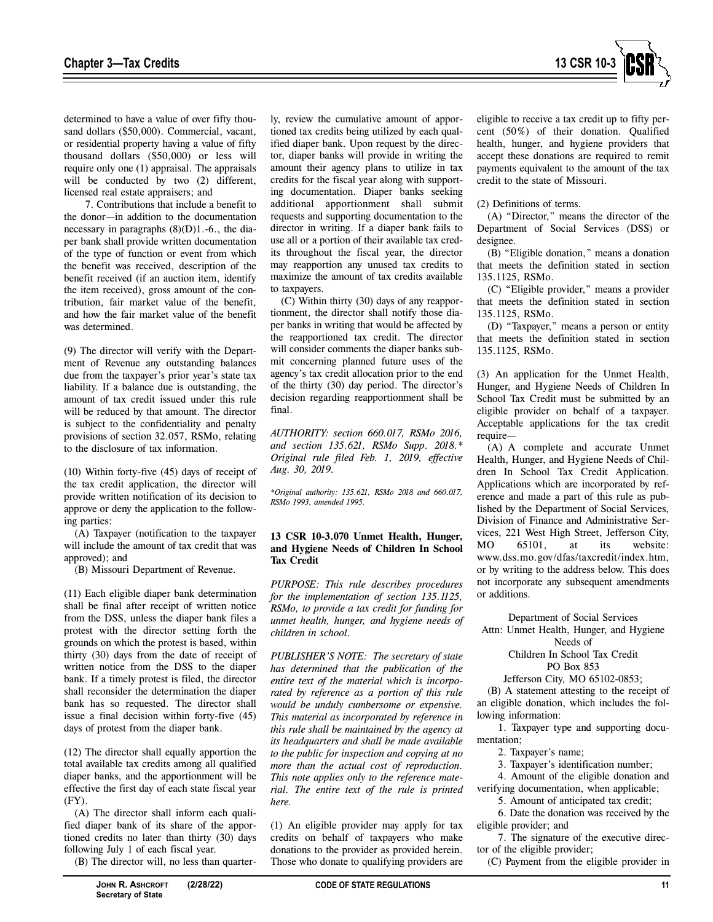determined to have a value of over fifty thousand dollars ($50,000). Commercial, vacant, or residential property having a value of fifty thousand dollars ($50,000) or less will require only one (1) appraisal. The appraisals will be conducted by two (2) different, licensed real estate appraisers; and

7. Contributions that include a benefit to the donor—in addition to the documentation necessary in paragraphs (8)(D)1.-6., the diaper bank shall provide written documentation of the type of function or event from which the benefit was received, description of the benefit received (if an auction item, identify the item received), gross amount of the contribution, fair market value of the benefit, and how the fair market value of the benefit was determined.

(9) The director will verify with the Department of Revenue any outstanding balances due from the taxpayer's prior year's state tax liability. If a balance due is outstanding, the amount of tax credit issued under this rule will be reduced by that amount. The director is subject to the confidentiality and penalty provisions of section 32.057, RSMo, relating to the disclosure of tax information.

(10) Within forty-five (45) days of receipt of the tax credit application, the director will provide written notification of its decision to approve or deny the application to the following parties:

(A) Taxpayer (notification to the taxpayer will include the amount of tax credit that was approved); and

(B) Missouri Department of Revenue.

(11) Each eligible diaper bank determination shall be final after receipt of written notice from the DSS, unless the diaper bank files a protest with the director setting forth the grounds on which the protest is based, within thirty (30) days from the date of receipt of written notice from the DSS to the diaper bank. If a timely protest is filed, the director shall reconsider the determination the diaper bank has so requested. The director shall issue a final decision within forty-five (45) days of protest from the diaper bank.

(12) The director shall equally apportion the total available tax credits among all qualified diaper banks, and the apportionment will be effective the first day of each state fiscal year (FY).

(A) The director shall inform each qualified diaper bank of its share of the apportioned credits no later than thirty (30) days following July 1 of each fiscal year.

(B) The director will, no less than quarterly, review the cumulative amount of apportioned tax credits being utilized by each qualified diaper bank. Upon request by the director, diaper banks will provide in writing the amount their agency plans to utilize in tax credits for the fiscal year along with supporting documentation. Diaper banks seeking additional apportionment shall submit requests and supporting documentation to the director in writing. If a diaper bank fails to use all or a portion of their available tax credits throughout the fiscal year, the director may reapportion any unused tax credits to maximize the amount of tax credits available to taxpayers.

(C) Within thirty (30) days of any reapportionment, the director shall notify those diaper banks in writing that would be affected by the reapportioned tax credit. The director will consider comments the diaper banks submit concerning planned future uses of the agency's tax credit allocation prior to the end of the thirty (30) day period. The director's decision regarding reapportionment shall be final.

*AUTHORITY: section 660.017, RSMo 2016, and section 135.621, RSMo Supp. 2018.\* Original rule filed Feb. 1, 2019, effective Aug. 30, 2019.*

*\*Original authority: 135.621, RSMo 2018 and 660.017, RSMo 1993, amended 1995.*

**13 CSR 10-3.070 Unmet Health, Hunger, and Hygiene Needs of Children In School Tax Credit**

*PURPOSE: This rule describes procedures for the implementation of section 135.1125, RSMo, to provide a tax credit for funding for unmet health, hunger, and hygiene needs of children in school.*

*PUBLISHER'S NOTE: The secretary of state has determined that the publication of the entire text of the material which is incorporated by reference as a portion of this rule would be unduly cumbersome or expensive. This material as incorporated by reference in this rule shall be maintained by the agency at its headquarters and shall be made available to the public for inspection and copying at no more than the actual cost of reproduction. This note applies only to the reference material. The entire text of the rule is printed here.*

(1) An eligible provider may apply for tax credits on behalf of taxpayers who make donations to the provider as provided herein. Those who donate to qualifying providers are eligible to receive a tax credit up to fifty percent (50%) of their donation. Qualified health, hunger, and hygiene providers that accept these donations are required to remit payments equivalent to the amount of the tax credit to the state of Missouri.

(2) Definitions of terms.

(A) "Director," means the director of the Department of Social Services (DSS) or designee.

(B) "Eligible donation," means a donation that meets the definition stated in section 135.1125, RSMo.

(C) "Eligible provider," means a provider that meets the definition stated in section 135.1125, RSMo.

(D) "Taxpayer," means a person or entity that meets the definition stated in section 135.1125, RSMo.

(3) An application for the Unmet Health, Hunger, and Hygiene Needs of Children In School Tax Credit must be submitted by an eligible provider on behalf of a taxpayer. Acceptable applications for the tax credit require—

(A) A complete and accurate Unmet Health, Hunger, and Hygiene Needs of Children In School Tax Credit Application. Applications which are incorporated by reference and made a part of this rule as published by the Department of Social Services, Division of Finance and Administrative Services, 221 West High Street, Jefferson City, MO 65101, at its website: www.dss.mo.gov/dfas/taxcredit/index.htm, or by writing to the address below. This does not incorporate any subsequent amendments or additions.

Department of Social Services
Attn: Unmet Health, Hunger, and Hygiene Needs of
Children In School Tax Credit
PO Box 853
Jefferson City, MO 65102-0853;

(B) A statement attesting to the receipt of an eligible donation, which includes the following information:

1. Taxpayer type and supporting documentation;

2. Taxpayer's name;

3. Taxpayer's identification number;

4. Amount of the eligible donation and verifying documentation, when applicable;

5. Amount of anticipated tax credit;

6. Date the donation was received by the eligible provider; and

7. The signature of the executive director of the eligible provider;

(C) Payment from the eligible provider in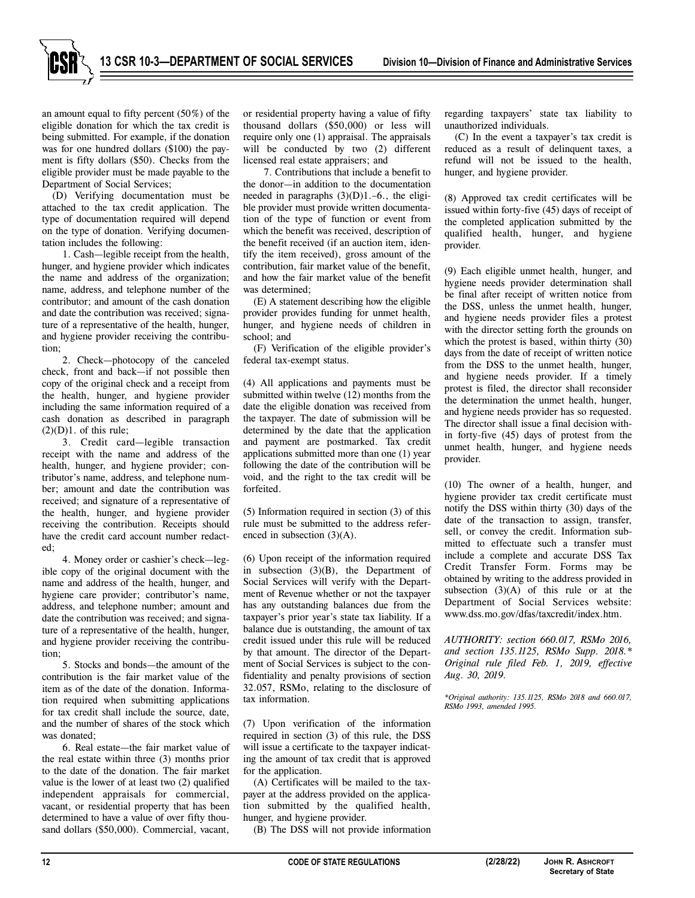an amount equal to fifty percent (50%) of the eligible donation for which the tax credit is being submitted. For example, if the donation was for one hundred dollars ($100) the payment is fifty dollars ($50). Checks from the eligible provider must be made payable to the Department of Social Services;

(D) Verifying documentation must be attached to the tax credit application. The type of documentation required will depend on the type of donation. Verifying documentation includes the following:

1. Cash—legible receipt from the health, hunger, and hygiene provider which indicates the name and address of the organization; name, address, and telephone number of the contributor; and amount of the cash donation and date the contribution was received; signature of a representative of the health, hunger, and hygiene provider receiving the contribution;

2. Check—photocopy of the canceled check, front and back—if not possible then copy of the original check and a receipt from the health, hunger, and hygiene provider including the same information required of a cash donation as described in paragraph (2)(D)1. of this rule;

3. Credit card—legible transaction receipt with the name and address of the health, hunger, and hygiene provider; contributor's name, address, and telephone number; amount and date the contribution was received; and signature of a representative of the health, hunger, and hygiene provider receiving the contribution. Receipts should have the credit card account number redacted;

4. Money order or cashier's check—legible copy of the original document with the name and address of the health, hunger, and hygiene care provider; contributor's name, address, and telephone number; amount and date the contribution was received; and signature of a representative of the health, hunger, and hygiene provider receiving the contribution;

5. Stocks and bonds—the amount of the contribution is the fair market value of the item as of the date of the donation. Information required when submitting applications for tax credit shall include the source, date, and the number of shares of the stock which was donated;

6. Real estate—the fair market value of the real estate within three (3) months prior to the date of the donation. The fair market value is the lower of at least two (2) qualified independent appraisals for commercial, vacant, or residential property that has been determined to have a value of over fifty thousand dollars ($50,000). Commercial, vacant, or residential property having a value of fifty thousand dollars ($50,000) or less will require only one (1) appraisal. The appraisals will be conducted by two (2) different licensed real estate appraisers; and

7. Contributions that include a benefit to the donor—in addition to the documentation needed in paragraphs (3)(D)1.–6., the eligible provider must provide written documentation of the type of function or event from which the benefit was received, description of the benefit received (if an auction item, identify the item received), gross amount of the contribution, fair market value of the benefit, and how the fair market value of the benefit was determined;

(E) A statement describing how the eligible provider provides funding for unmet health, hunger, and hygiene needs of children in school; and

(F) Verification of the eligible provider's federal tax-exempt status.

(4) All applications and payments must be submitted within twelve (12) months from the date the eligible donation was received from the taxpayer. The date of submission will be determined by the date that the application and payment are postmarked. Tax credit applications submitted more than one (1) year following the date of the contribution will be void, and the right to the tax credit will be forfeited.

(5) Information required in section (3) of this rule must be submitted to the address referenced in subsection (3)(A).

(6) Upon receipt of the information required in subsection (3)(B), the Department of Social Services will verify with the Department of Revenue whether or not the taxpayer has any outstanding balances due from the taxpayer's prior year's state tax liability. If a balance due is outstanding, the amount of tax credit issued under this rule will be reduced by that amount. The director of the Department of Social Services is subject to the confidentiality and penalty provisions of section 32.057, RSMo, relating to the disclosure of tax information.

(7) Upon verification of the information required in section (3) of this rule, the DSS will issue a certificate to the taxpayer indicating the amount of tax credit that is approved for the application.

(A) Certificates will be mailed to the taxpayer at the address provided on the application submitted by the qualified health, hunger, and hygiene provider.

(B) The DSS will not provide information regarding taxpayers' state tax liability to unauthorized individuals.

(C) In the event a taxpayer's tax credit is reduced as a result of delinquent taxes, a refund will not be issued to the health, hunger, and hygiene provider.

(8) Approved tax credit certificates will be issued within forty-five (45) days of receipt of the completed application submitted by the qualified health, hunger, and hygiene provider.

(9) Each eligible unmet health, hunger, and hygiene needs provider determination shall be final after receipt of written notice from the DSS, unless the unmet health, hunger, and hygiene needs provider files a protest with the director setting forth the grounds on which the protest is based, within thirty (30) days from the date of receipt of written notice from the DSS to the unmet health, hunger, and hygiene needs provider. If a timely protest is filed, the director shall reconsider the determination the unmet health, hunger, and hygiene needs provider has so requested. The director shall issue a final decision within forty-five (45) days of protest from the unmet health, hunger, and hygiene needs provider.

(10) The owner of a health, hunger, and hygiene provider tax credit certificate must notify the DSS within thirty (30) days of the date of the transaction to assign, transfer, sell, or convey the credit. Information submitted to effectuate such a transfer must include a complete and accurate DSS Tax Credit Transfer Form. Forms may be obtained by writing to the address provided in subsection (3)(A) of this rule or at the Department of Social Services website: www.dss.mo.gov/dfas/taxcredit/index.htm.

*AUTHORITY: section 660.017, RSMo 2016, and section 135.1125, RSMo Supp. 2018.\* Original rule filed Feb. 1, 2019, effective Aug. 30, 2019.*

*\*Original authority: 135.1125, RSMo 2018 and 660.017, RSMo 1993, amended 1995.*